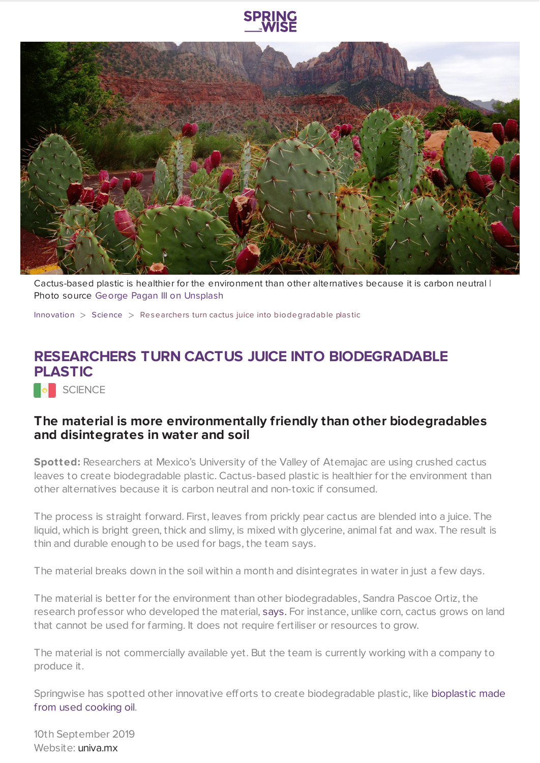Cactus-based plastic is healthier for the environment than other alternatives because it is carbon neutral | Photo source George Pagan III on Unsplash

Innovation > Science > Researchers turn cactus juice into biodegradable plastic

# RESEARCHERS TURN CACTUS JUICE INTO BIODEGRADABLE PLASTIC

SCIENCE

## The material is more environmentally friendly than other biodegradables and disintegrates in water and soil

**Spotted:** Researchers at Mexico's University of the Valley of Atemajac are using crushed cactus leaves to create biodegradable plastic. Cactus-based plastic is healthier for the environment than other alternatives because it is carbon neutral and non-toxic if consumed.

The process is straight forward. First, leaves from prickly pear cactus are blended into a juice. The liquid, which is bright green, thick and slimy, is mixed with glycerine, animal fat and wax. The result is thin and durable enough to be used for bags, the team says.

The material breaks down in the soil within a month and disintegrates in water in just a few days.

The material is better for the environment than other biodegradables, Sandra Pascoe Ortiz, the research professor who developed the material, says. For instance, unlike corn, cactus grows on land that cannot be used for farming. It does not require fertiliser or resources to grow.

The material is not commercially available yet. But the team is currently working with a company to produce it.

Springwise has spotted other innovative efforts to create biodegradable plastic, like bioplastic made from used cooking oil.

10th September 2019
Website: univa.mx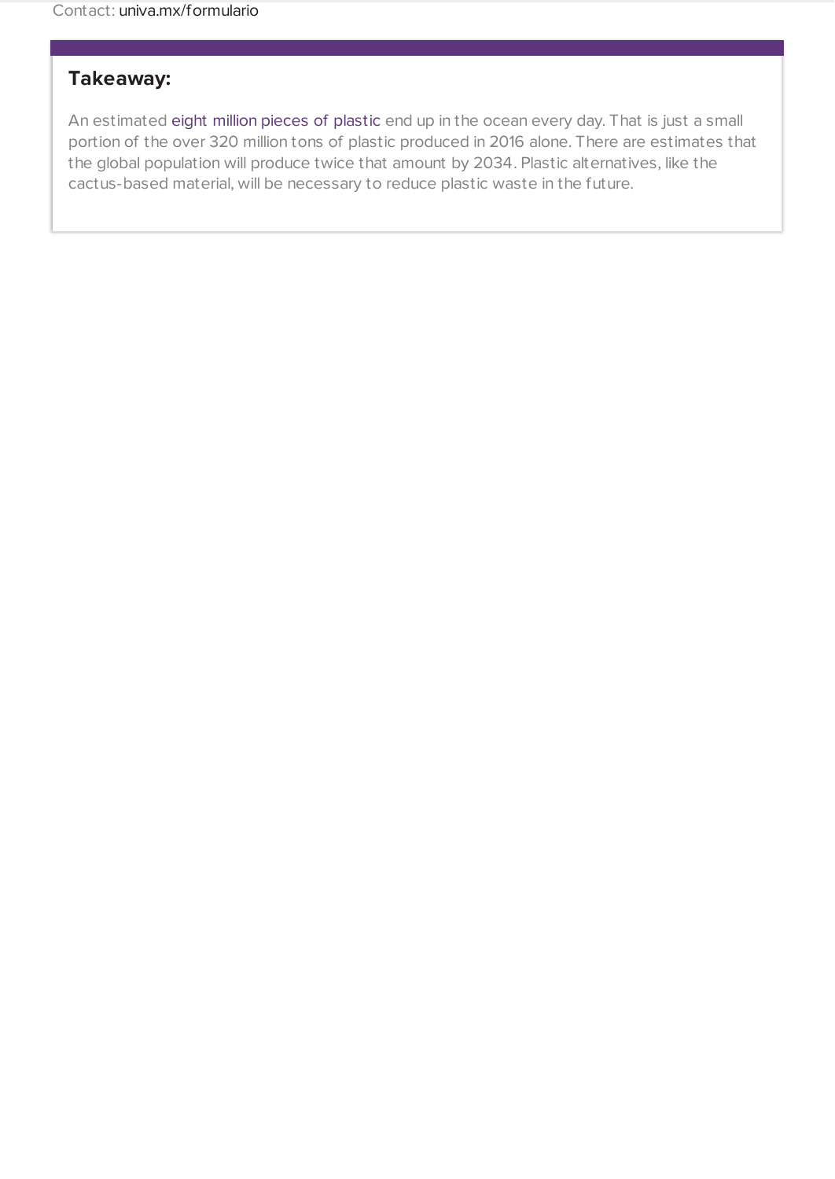Contact: univa.mx/formulario

**Takeaway:**

An estimated eight million pieces of plastic end up in the ocean every day. That is just a small portion of the over 320 million tons of plastic produced in 2016 alone. There are estimates that the global population will produce twice that amount by 2034. Plastic alternatives, like the cactus-based material, will be necessary to reduce plastic waste in the future.